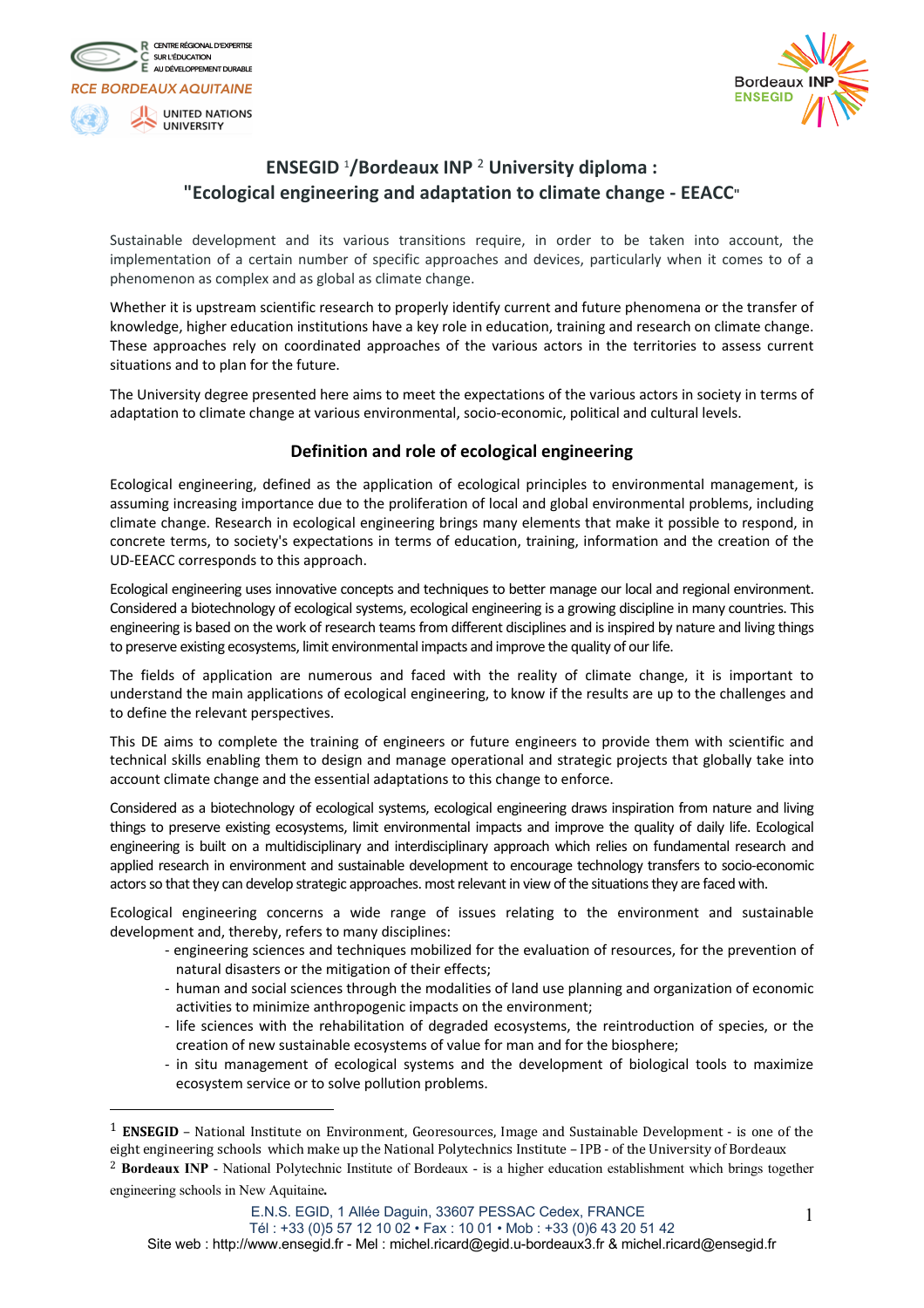RCE BORDEAUX AQUITAINE

CENTRE RÉGIONAL D'EXPERTISE SUR L'ÉDUCATION AU DÉVELOPPEMENT DURABLE

UNITED NATIONS UNIVERSITY

Bordeaux INP ENSEGID

# ENSEGID [1]/Bordeaux INP [2] University diploma : "Ecological engineering and adaptation to climate change - EEACC"

Sustainable development and its various transitions require, in order to be taken into account, the implementation of a certain number of specific approaches and devices, particularly when it comes to of a phenomenon as complex and as global as climate change.

Whether it is upstream scientific research to properly identify current and future phenomena or the transfer of knowledge, higher education institutions have a key role in education, training and research on climate change. These approaches rely on coordinated approaches of the various actors in the territories to assess current situations and to plan for the future.

The University degree presented here aims to meet the expectations of the various actors in society in terms of adaptation to climate change at various environmental, socio-economic, political and cultural levels.

## Definition and role of ecological engineering

Ecological engineering, defined as the application of ecological principles to environmental management, is assuming increasing importance due to the proliferation of local and global environmental problems, including climate change. Research in ecological engineering brings many elements that make it possible to respond, in concrete terms, to society's expectations in terms of education, training, information and the creation of the UD-EEACC corresponds to this approach.

Ecological engineering uses innovative concepts and techniques to better manage our local and regional environment. Considered a biotechnology of ecological systems, ecological engineering is a growing discipline in many countries. This engineering is based on the work of research teams from different disciplines and is inspired by nature and living things to preserve existing ecosystems, limit environmental impacts and improve the quality of our life.

The fields of application are numerous and faced with the reality of climate change, it is important to understand the main applications of ecological engineering, to know if the results are up to the challenges and to define the relevant perspectives.

This DE aims to complete the training of engineers or future engineers to provide them with scientific and technical skills enabling them to design and manage operational and strategic projects that globally take into account climate change and the essential adaptations to this change to enforce.

Considered as a biotechnology of ecological systems, ecological engineering draws inspiration from nature and living things to preserve existing ecosystems, limit environmental impacts and improve the quality of daily life. Ecological engineering is built on a multidisciplinary and interdisciplinary approach which relies on fundamental research and applied research in environment and sustainable development to encourage technology transfers to socio-economic actors so that they can develop strategic approaches. most relevant in view of the situations they are faced with.

Ecological engineering concerns a wide range of issues relating to the environment and sustainable development and, thereby, refers to many disciplines:

- engineering sciences and techniques mobilized for the evaluation of resources, for the prevention of natural disasters or the mitigation of their effects;
- human and social sciences through the modalities of land use planning and organization of economic activities to minimize anthropogenic impacts on the environment;
- life sciences with the rehabilitation of degraded ecosystems, the reintroduction of species, or the creation of new sustainable ecosystems of value for man and for the biosphere;
- in situ management of ecological systems and the development of biological tools to maximize ecosystem service or to solve pollution problems.

---

[1] **ENSEGID** – National Institute on Environment, Georesources, Image and Sustainable Development - is one of the eight engineering schools which make up the National Polytechnics Institute – IPB - of the University of Bordeaux

[2] **Bordeaux INP** - National Polytechnic Institute of Bordeaux - is a higher education establishment which brings together engineering schools in New Aquitaine.

E.N.S. EGID, 1 Allée Daguin, 33607 PESSAC Cedex, FRANCE
Tél : +33 (0)5 57 12 10 02 • Fax : 10 01 • Mob : +33 (0)6 43 20 51 42
Site web : http://www.ensegid.fr - Mel : michel.ricard@egid.u-bordeaux3.fr & michel.ricard@ensegid.fr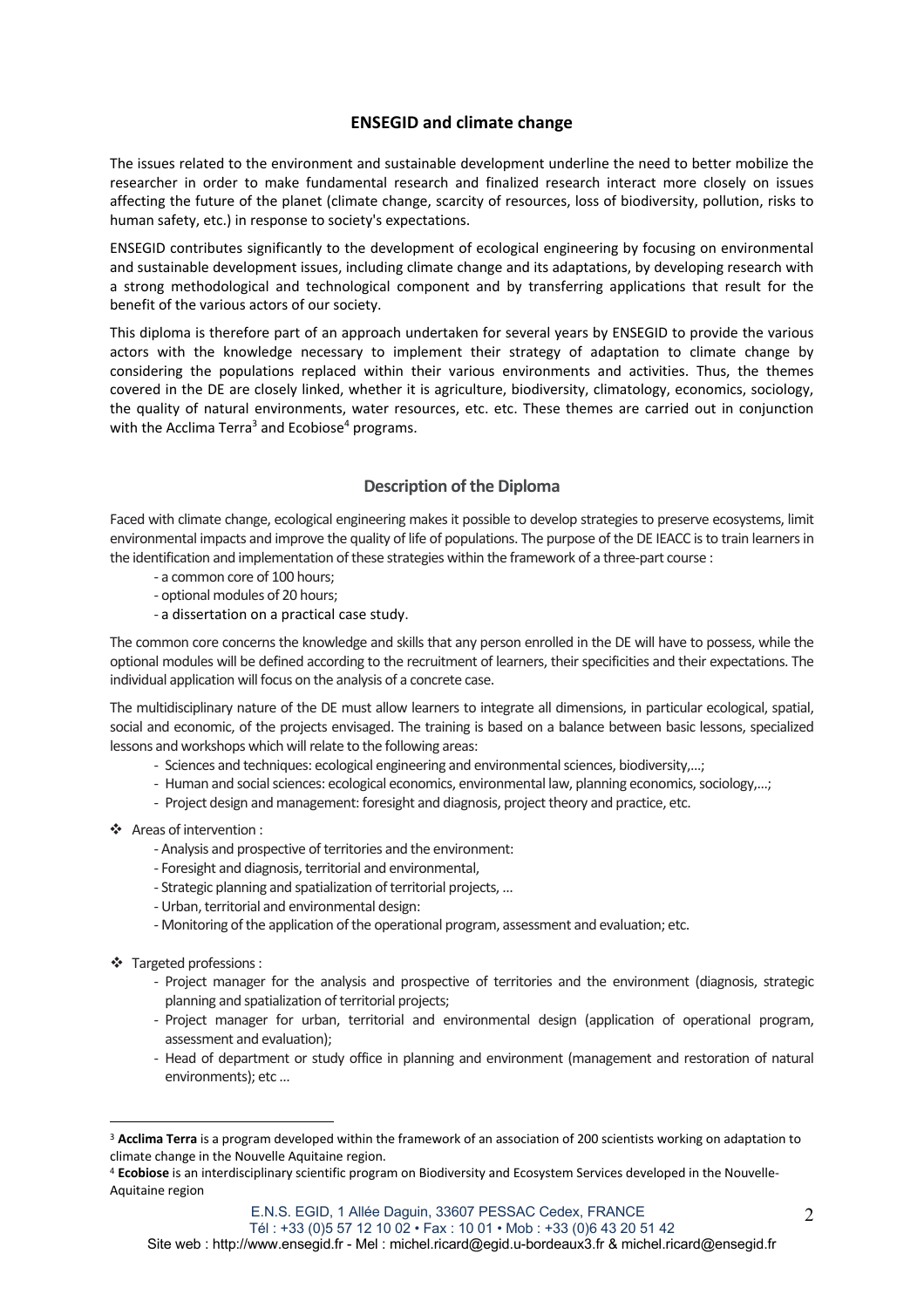## ENSEGID and climate change

The issues related to the environment and sustainable development underline the need to better mobilize the researcher in order to make fundamental research and finalized research interact more closely on issues affecting the future of the planet (climate change, scarcity of resources, loss of biodiversity, pollution, risks to human safety, etc.) in response to society's expectations.

ENSEGID contributes significantly to the development of ecological engineering by focusing on environmental and sustainable development issues, including climate change and its adaptations, by developing research with a strong methodological and technological component and by transferring applications that result for the benefit of the various actors of our society.

This diploma is therefore part of an approach undertaken for several years by ENSEGID to provide the various actors with the knowledge necessary to implement their strategy of adaptation to climate change by considering the populations replaced within their various environments and activities. Thus, the themes covered in the DE are closely linked, whether it is agriculture, biodiversity, climatology, economics, sociology, the quality of natural environments, water resources, etc. etc. These themes are carried out in conjunction with the Acclima Terra[3] and Ecobiose[4] programs.

## Description of the Diploma

Faced with climate change, ecological engineering makes it possible to develop strategies to preserve ecosystems, limit environmental impacts and improve the quality of life of populations. The purpose of the DE IEACC is to train learners in the identification and implementation of these strategies within the framework of a three-part course :

- a common core of 100 hours;
- optional modules of 20 hours;
- a dissertation on a practical case study.

The common core concerns the knowledge and skills that any person enrolled in the DE will have to possess, while the optional modules will be defined according to the recruitment of learners, their specificities and their expectations. The individual application will focus on the analysis of a concrete case.

The multidisciplinary nature of the DE must allow learners to integrate all dimensions, in particular ecological, spatial, social and economic, of the projects envisaged. The training is based on a balance between basic lessons, specialized lessons and workshops which will relate to the following areas:

- Sciences and techniques: ecological engineering and environmental sciences, biodiversity,...;
- Human and social sciences: ecological economics, environmental law, planning economics, sociology,...;
- Project design and management: foresight and diagnosis, project theory and practice, etc.

❖ Areas of intervention :

- Analysis and prospective of territories and the environment:
- Foresight and diagnosis, territorial and environmental,
- Strategic planning and spatialization of territorial projects, ...
- Urban, territorial and environmental design:
- Monitoring of the application of the operational program, assessment and evaluation; etc.

❖ Targeted professions :

- Project manager for the analysis and prospective of territories and the environment (diagnosis, strategic planning and spatialization of territorial projects;
- Project manager for urban, territorial and environmental design (application of operational program, assessment and evaluation);
- Head of department or study office in planning and environment (management and restoration of natural environments); etc ...

---

[3] **Acclima Terra** is a program developed within the framework of an association of 200 scientists working on adaptation to climate change in the Nouvelle Aquitaine region.

[4] **Ecobiose** is an interdisciplinary scientific program on Biodiversity and Ecosystem Services developed in the Nouvelle-Aquitaine region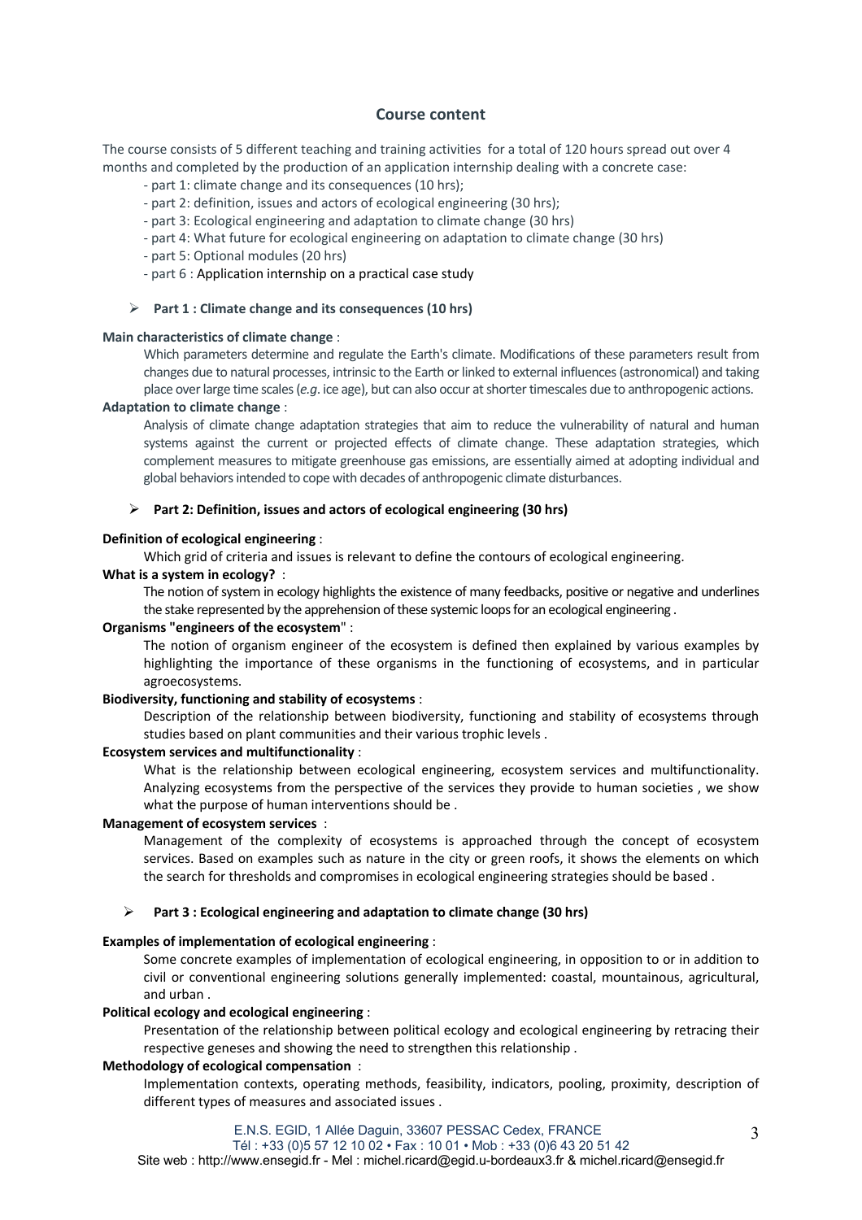## Course content

The course consists of 5 different teaching and training activities for a total of 120 hours spread out over 4 months and completed by the production of an application internship dealing with a concrete case:

- part 1: climate change and its consequences (10 hrs);
- part 2: definition, issues and actors of ecological engineering (30 hrs);
- part 3: Ecological engineering and adaptation to climate change (30 hrs)
- part 4: What future for ecological engineering on adaptation to climate change (30 hrs)
- part 5: Optional modules (20 hrs)
- part 6 : Application internship on a practical case study

### Part 1 : Climate change and its consequences (10 hrs)

**Main characteristics of climate change** :

Which parameters determine and regulate the Earth's climate. Modifications of these parameters result from changes due to natural processes, intrinsic to the Earth or linked to external influences (astronomical) and taking place over large time scales (*e.g*. ice age), but can also occur at shorter timescales due to anthropogenic actions.

**Adaptation to climate change** :

Analysis of climate change adaptation strategies that aim to reduce the vulnerability of natural and human systems against the current or projected effects of climate change. These adaptation strategies, which complement measures to mitigate greenhouse gas emissions, are essentially aimed at adopting individual and global behaviors intended to cope with decades of anthropogenic climate disturbances.

### Part 2: Definition, issues and actors of ecological engineering (30 hrs)

**Definition of ecological engineering** :

Which grid of criteria and issues is relevant to define the contours of ecological engineering.

**What is a system in ecology?** :

The notion of system in ecology highlights the existence of many feedbacks, positive or negative and underlines the stake represented by the apprehension of these systemic loops for an ecological engineering .

**Organisms "engineers of the ecosystem"** :

The notion of organism engineer of the ecosystem is defined then explained by various examples by highlighting the importance of these organisms in the functioning of ecosystems, and in particular agroecosystems.

**Biodiversity, functioning and stability of ecosystems** :

Description of the relationship between biodiversity, functioning and stability of ecosystems through studies based on plant communities and their various trophic levels .

**Ecosystem services and multifunctionality** :

What is the relationship between ecological engineering, ecosystem services and multifunctionality. Analyzing ecosystems from the perspective of the services they provide to human societies , we show what the purpose of human interventions should be .

**Management of ecosystem services** :

Management of the complexity of ecosystems is approached through the concept of ecosystem services. Based on examples such as nature in the city or green roofs, it shows the elements on which the search for thresholds and compromises in ecological engineering strategies should be based .

### Part 3 : Ecological engineering and adaptation to climate change (30 hrs)

**Examples of implementation of ecological engineering** :

Some concrete examples of implementation of ecological engineering, in opposition to or in addition to civil or conventional engineering solutions generally implemented: coastal, mountainous, agricultural, and urban .

**Political ecology and ecological engineering** :

Presentation of the relationship between political ecology and ecological engineering by retracing their respective geneses and showing the need to strengthen this relationship .

**Methodology of ecological compensation** :

Implementation contexts, operating methods, feasibility, indicators, pooling, proximity, description of different types of measures and associated issues .

E.N.S. EGID, 1 Allée Daguin, 33607 PESSAC Cedex, FRANCE
Tél : +33 (0)5 57 12 10 02 • Fax : 10 01 • Mob : +33 (0)6 43 20 51 42
Site web : http://www.ensegid.fr - Mel : michel.ricard@egid.u-bordeaux3.fr & michel.ricard@ensegid.fr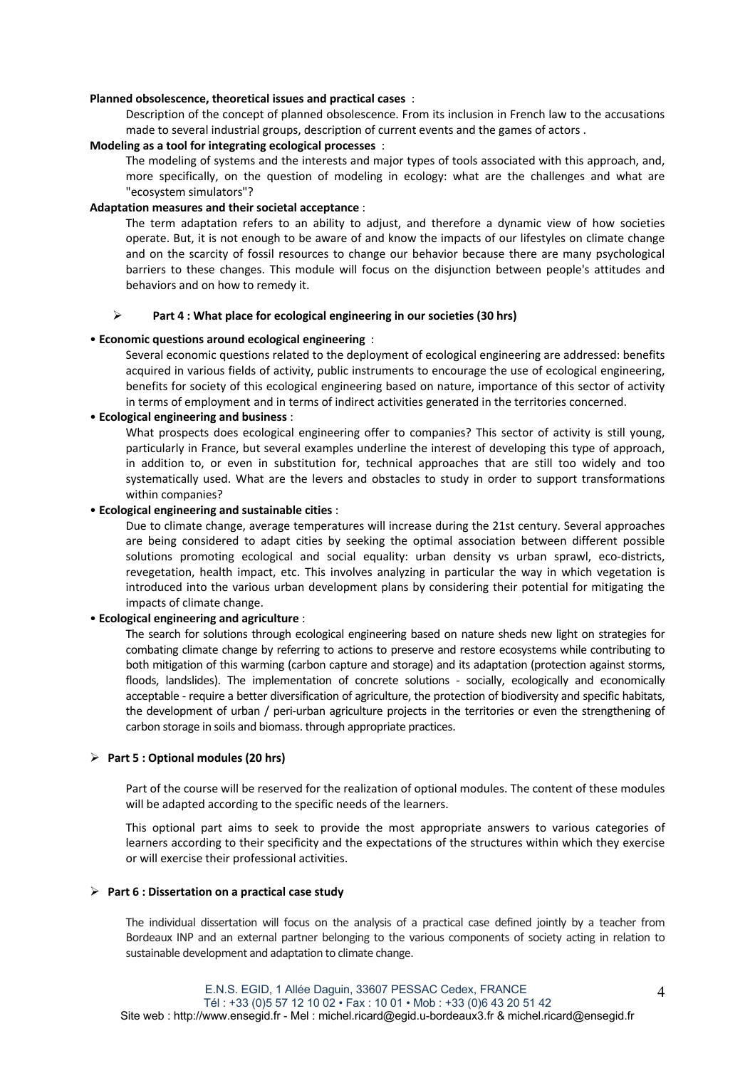**Planned obsolescence, theoretical issues and practical cases** :

Description of the concept of planned obsolescence. From its inclusion in French law to the accusations made to several industrial groups, description of current events and the games of actors .

**Modeling as a tool for integrating ecological processes** :

The modeling of systems and the interests and major types of tools associated with this approach, and, more specifically, on the question of modeling in ecology: what are the challenges and what are "ecosystem simulators"?

**Adaptation measures and their societal acceptance** :

The term adaptation refers to an ability to adjust, and therefore a dynamic view of how societies operate. But, it is not enough to be aware of and know the impacts of our lifestyles on climate change and on the scarcity of fossil resources to change our behavior because there are many psychological barriers to these changes. This module will focus on the disjunction between people's attitudes and behaviors and on how to remedy it.

## ➢ Part 4 : What place for ecological engineering in our societies (30 hrs)

• **Economic questions around ecological engineering** :

Several economic questions related to the deployment of ecological engineering are addressed: benefits acquired in various fields of activity, public instruments to encourage the use of ecological engineering, benefits for society of this ecological engineering based on nature, importance of this sector of activity in terms of employment and in terms of indirect activities generated in the territories concerned.

• **Ecological engineering and business** :

What prospects does ecological engineering offer to companies? This sector of activity is still young, particularly in France, but several examples underline the interest of developing this type of approach, in addition to, or even in substitution for, technical approaches that are still too widely and too systematically used. What are the levers and obstacles to study in order to support transformations within companies?

• **Ecological engineering and sustainable cities** :

Due to climate change, average temperatures will increase during the 21st century. Several approaches are being considered to adapt cities by seeking the optimal association between different possible solutions promoting ecological and social equality: urban density vs urban sprawl, eco-districts, revegetation, health impact, etc. This involves analyzing in particular the way in which vegetation is introduced into the various urban development plans by considering their potential for mitigating the impacts of climate change.

• **Ecological engineering and agriculture** :

The search for solutions through ecological engineering based on nature sheds new light on strategies for combating climate change by referring to actions to preserve and restore ecosystems while contributing to both mitigation of this warming (carbon capture and storage) and its adaptation (protection against storms, floods, landslides). The implementation of concrete solutions - socially, ecologically and economically acceptable - require a better diversification of agriculture, the protection of biodiversity and specific habitats, the development of urban / peri-urban agriculture projects in the territories or even the strengthening of carbon storage in soils and biomass. through appropriate practices.

## ➢ Part 5 : Optional modules (20 hrs)

Part of the course will be reserved for the realization of optional modules. The content of these modules will be adapted according to the specific needs of the learners.

This optional part aims to seek to provide the most appropriate answers to various categories of learners according to their specificity and the expectations of the structures within which they exercise or will exercise their professional activities.

## ➢ Part 6 : Dissertation on a practical case study

The individual dissertation will focus on the analysis of a practical case defined jointly by a teacher from Bordeaux INP and an external partner belonging to the various components of society acting in relation to sustainable development and adaptation to climate change.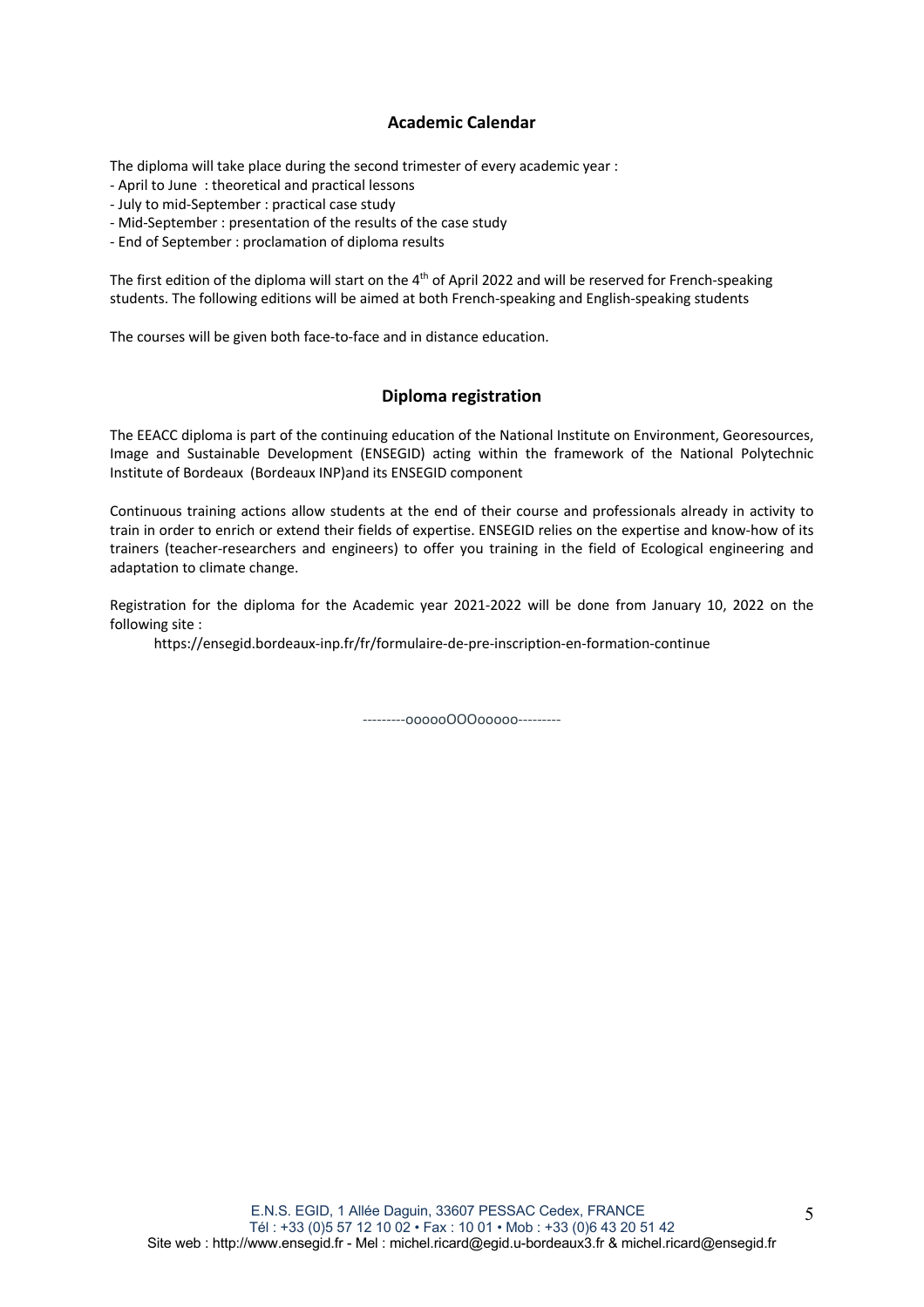## Academic Calendar

The diploma will take place during the second trimester of every academic year :

- April to June : theoretical and practical lessons
- July to mid-September : practical case study
- Mid-September : presentation of the results of the case study
- End of September : proclamation of diploma results

The first edition of the diploma will start on the 4th of April 2022 and will be reserved for French-speaking students. The following editions will be aimed at both French-speaking and English-speaking students

The courses will be given both face-to-face and in distance education.

## Diploma registration

The EEACC diploma is part of the continuing education of the National Institute on Environment, Georesources, Image and Sustainable Development (ENSEGID) acting within the framework of the National Polytechnic Institute of Bordeaux (Bordeaux INP)and its ENSEGID component

Continuous training actions allow students at the end of their course and professionals already in activity to train in order to enrich or extend their fields of expertise. ENSEGID relies on the expertise and know-how of its trainers (teacher-researchers and engineers) to offer you training in the field of Ecological engineering and adaptation to climate change.

Registration for the diploma for the Academic year 2021-2022 will be done from January 10, 2022 on the following site :

https://ensegid.bordeaux-inp.fr/fr/formulaire-de-pre-inscription-en-formation-continue

---------oooooOOOooooo---------

E.N.S. EGID, 1 Allée Daguin, 33607 PESSAC Cedex, FRANCE
Tél : +33 (0)5 57 12 10 02 • Fax : 10 01 • Mob : +33 (0)6 43 20 51 42
Site web : http://www.ensegid.fr - Mel : michel.ricard@egid.u-bordeaux3.fr & michel.ricard@ensegid.fr